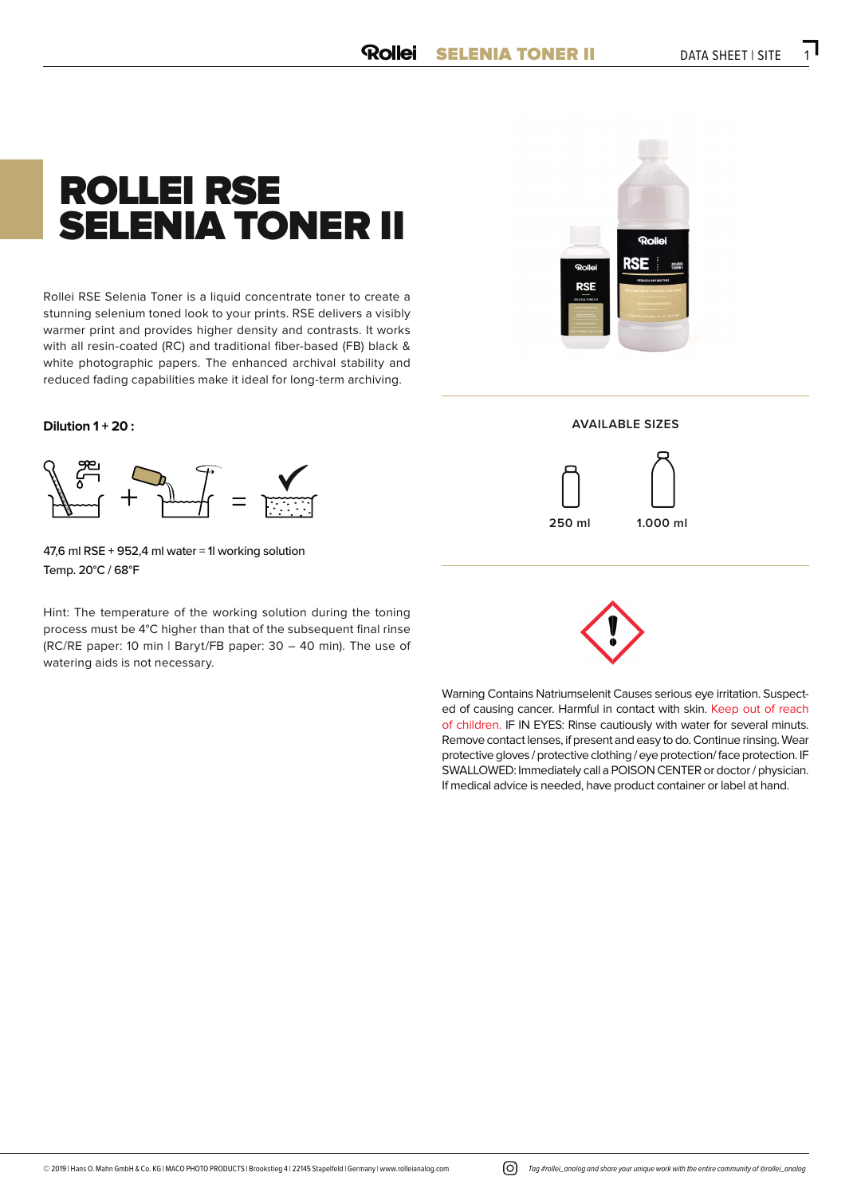# ROLLEI RSE SELENIA TONER II

Rollei RSE Selenia Toner is a liquid concentrate toner to create a stunning selenium toned look to your prints. RSE delivers a visibly warmer print and provides higher density and contrasts. It works with all resin-coated (RC) and traditional fiber-based (FB) black & white photographic papers. The enhanced archival stability and reduced fading capabilities make it ideal for long-term archiving.

**Dilution 1 + 20 :**

47,6 ml RSE + 952,4 ml water = 1l working solution
Temp. 20°C / 68°F

Hint: The temperature of the working solution during the toning process must be 4°C higher than that of the subsequent final rinse (RC/RE paper: 10 min | Baryt/FB paper: 30 – 40 min). The use of watering aids is not necessary.

## AVAILABLE SIZES

250 ml

1.000 ml

Warning Contains Natriumselenit Causes serious eye irritation. Suspected of causing cancer. Harmful in contact with skin. Keep out of reach of children. IF IN EYES: Rinse cautiously with water for several minuts. Remove contact lenses, if present and easy to do. Continue rinsing. Wear protective gloves / protective clothing / eye protection/ face protection. IF SWALLOWED: Immediately call a POISON CENTER or doctor / physician. If medical advice is needed, have product container or label at hand.

© 2019 | Hans O. Mahn GmbH & Co. KG | MACO PHOTO PRODUCTS | Brookstieg 4 | 22145 Stapelfeld | Germany | www.rolleianalog.com

*Tag #rollei_analog and share your unique work with the entire community of @rollei_analog*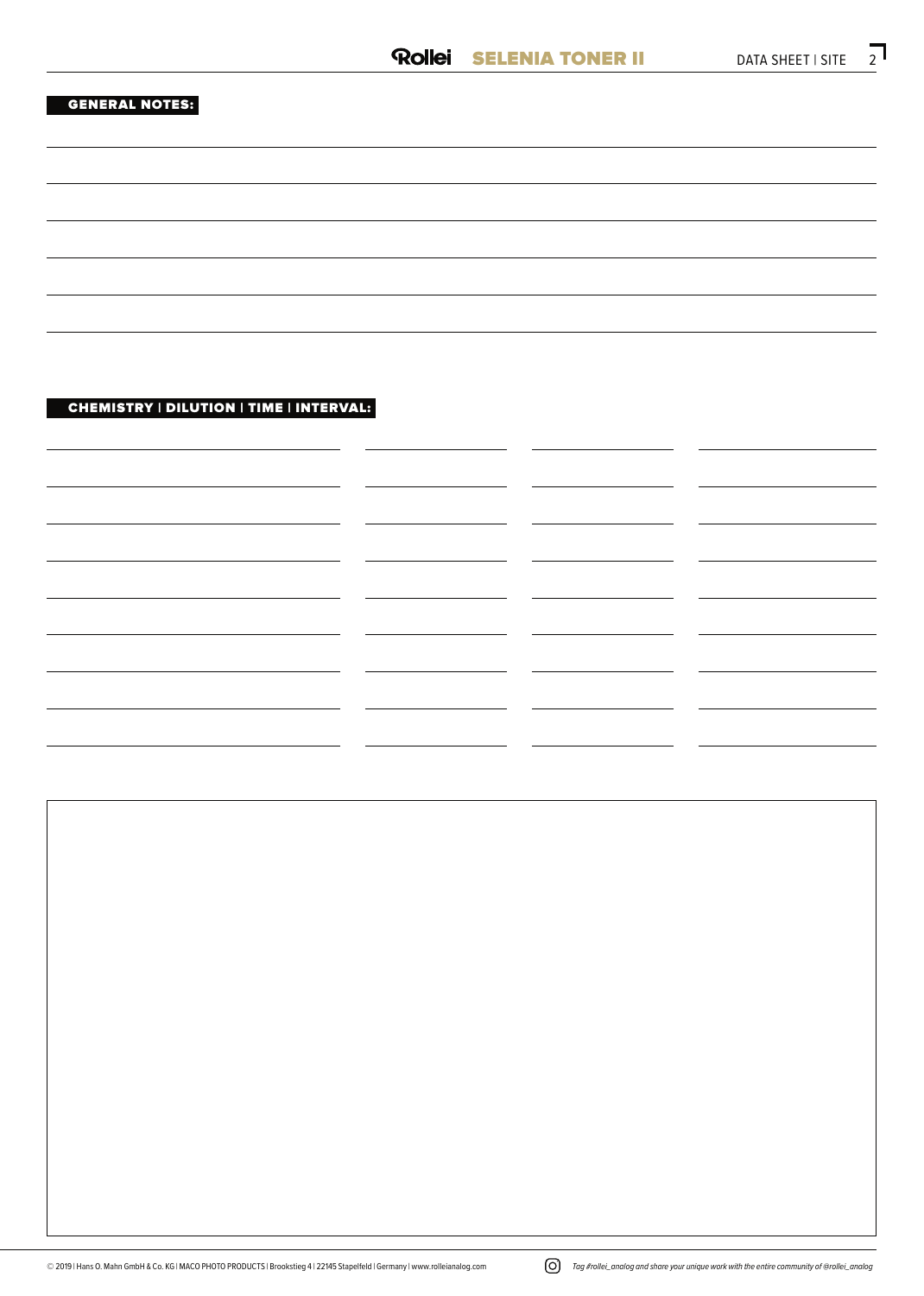## GENERAL NOTES:

## CHEMISTRY | DILUTION | TIME | INTERVAL: